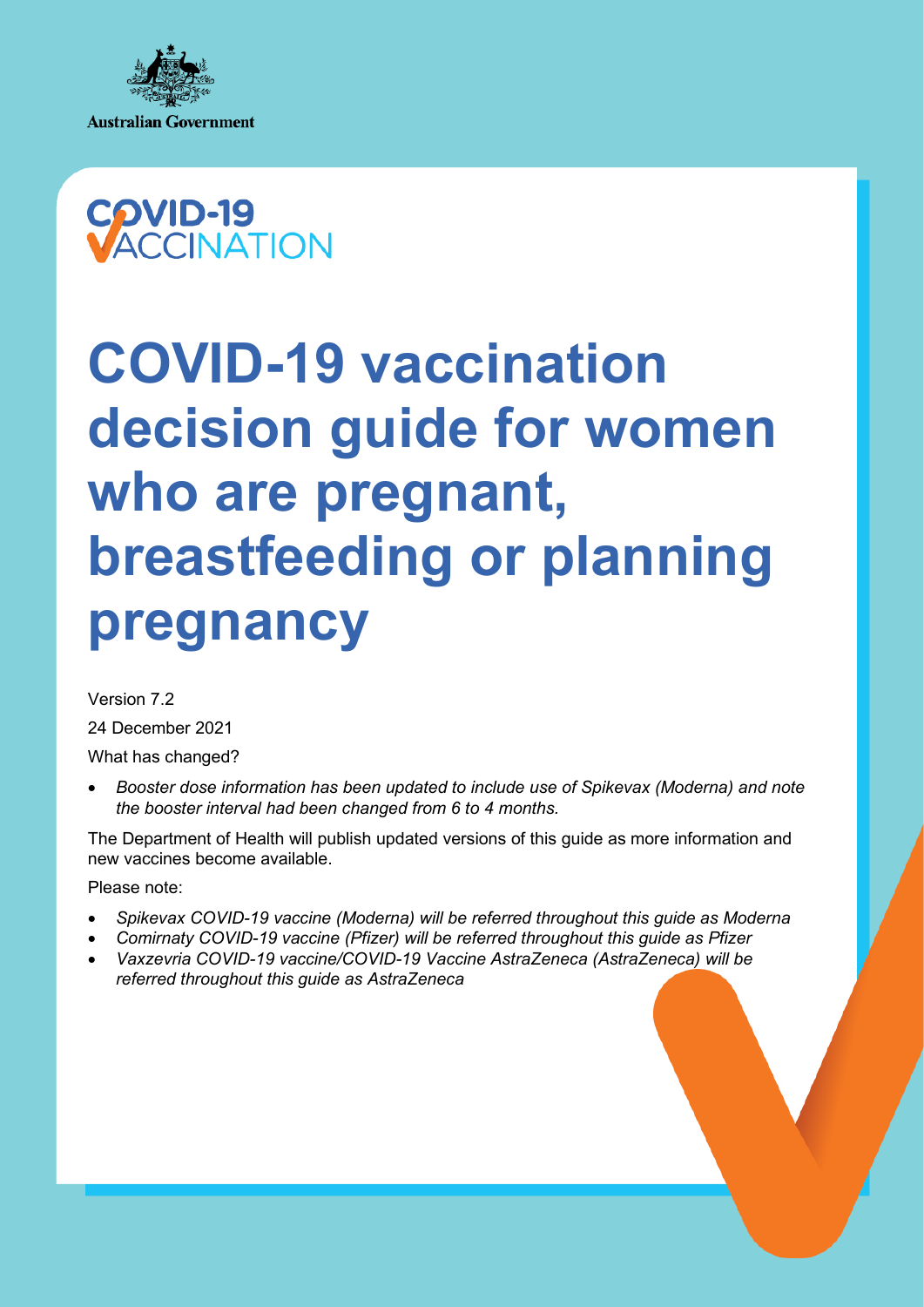Australian Government

COVID-19 VACCINATION

# COVID-19 vaccination decision guide for women who are pregnant, breastfeeding or planning pregnancy

Version 7.2

24 December 2021

What has changed?

- *Booster dose information has been updated to include use of Spikevax (Moderna) and note the booster interval had been changed from 6 to 4 months.*

The Department of Health will publish updated versions of this guide as more information and new vaccines become available.

Please note:

- *Spikevax COVID-19 vaccine (Moderna) will be referred throughout this guide as Moderna*
- *Comirnaty COVID-19 vaccine (Pfizer) will be referred throughout this guide as Pfizer*
- *Vaxzevria COVID-19 vaccine/COVID-19 Vaccine AstraZeneca (AstraZeneca) will be referred throughout this guide as AstraZeneca*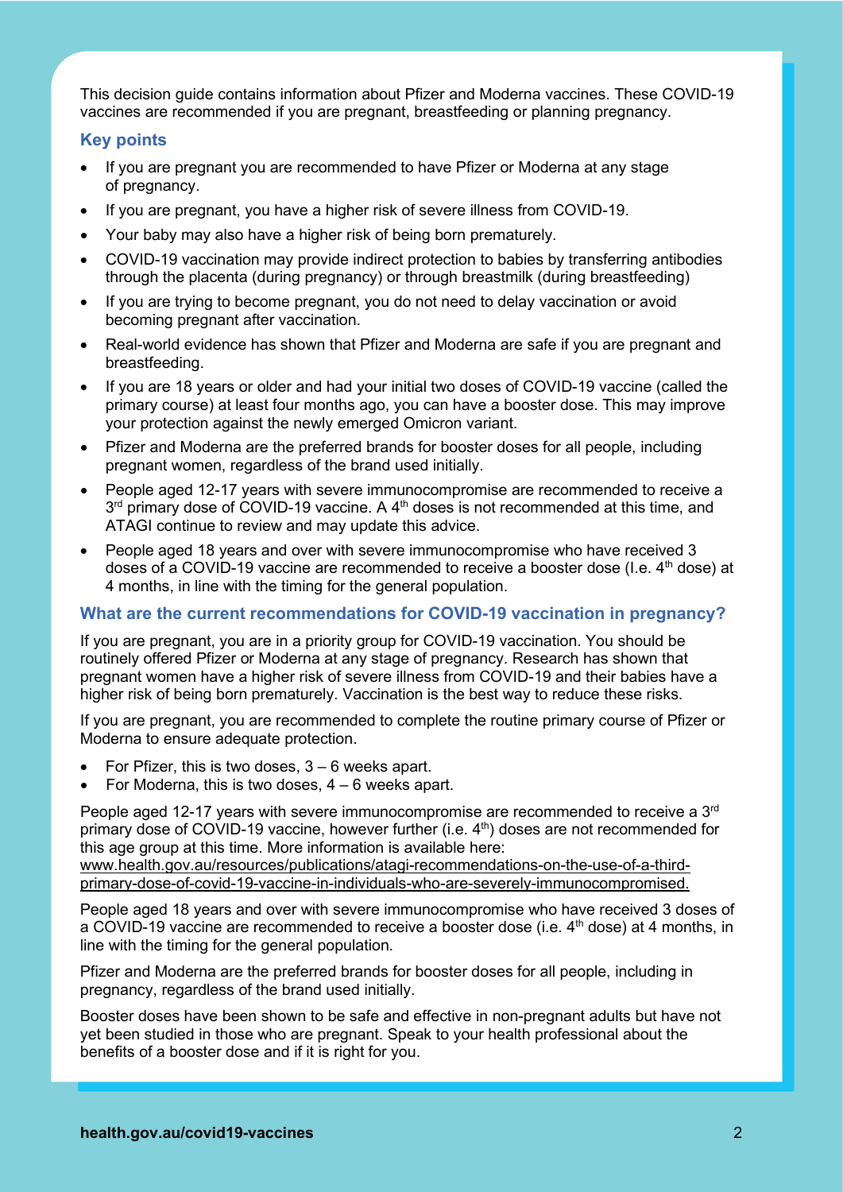This decision guide contains information about Pfizer and Moderna vaccines. These COVID-19 vaccines are recommended if you are pregnant, breastfeeding or planning pregnancy.

## Key points

- If you are pregnant you are recommended to have Pfizer or Moderna at any stage of pregnancy.
- If you are pregnant, you have a higher risk of severe illness from COVID-19.
- Your baby may also have a higher risk of being born prematurely.
- COVID-19 vaccination may provide indirect protection to babies by transferring antibodies through the placenta (during pregnancy) or through breastmilk (during breastfeeding)
- If you are trying to become pregnant, you do not need to delay vaccination or avoid becoming pregnant after vaccination.
- Real-world evidence has shown that Pfizer and Moderna are safe if you are pregnant and breastfeeding.
- If you are 18 years or older and had your initial two doses of COVID-19 vaccine (called the primary course) at least four months ago, you can have a booster dose. This may improve your protection against the newly emerged Omicron variant.
- Pfizer and Moderna are the preferred brands for booster doses for all people, including pregnant women, regardless of the brand used initially.
- People aged 12-17 years with severe immunocompromise are recommended to receive a 3rd primary dose of COVID-19 vaccine. A 4th doses is not recommended at this time, and ATAGI continue to review and may update this advice.
- People aged 18 years and over with severe immunocompromise who have received 3 doses of a COVID-19 vaccine are recommended to receive a booster dose (I.e. 4th dose) at 4 months, in line with the timing for the general population.

## What are the current recommendations for COVID-19 vaccination in pregnancy?

If you are pregnant, you are in a priority group for COVID-19 vaccination. You should be routinely offered Pfizer or Moderna at any stage of pregnancy. Research has shown that pregnant women have a higher risk of severe illness from COVID-19 and their babies have a higher risk of being born prematurely. Vaccination is the best way to reduce these risks.

If you are pregnant, you are recommended to complete the routine primary course of Pfizer or Moderna to ensure adequate protection.

- For Pfizer, this is two doses, 3 – 6 weeks apart.
- For Moderna, this is two doses, 4 – 6 weeks apart.

People aged 12-17 years with severe immunocompromise are recommended to receive a 3rd primary dose of COVID-19 vaccine, however further (i.e. 4th) doses are not recommended for this age group at this time. More information is available here: www.health.gov.au/resources/publications/atagi-recommendations-on-the-use-of-a-third-primary-dose-of-covid-19-vaccine-in-individuals-who-are-severely-immunocompromised.

People aged 18 years and over with severe immunocompromise who have received 3 doses of a COVID-19 vaccine are recommended to receive a booster dose (i.e. 4th dose) at 4 months, in line with the timing for the general population.

Pfizer and Moderna are the preferred brands for booster doses for all people, including in pregnancy, regardless of the brand used initially.

Booster doses have been shown to be safe and effective in non-pregnant adults but have not yet been studied in those who are pregnant. Speak to your health professional about the benefits of a booster dose and if it is right for you.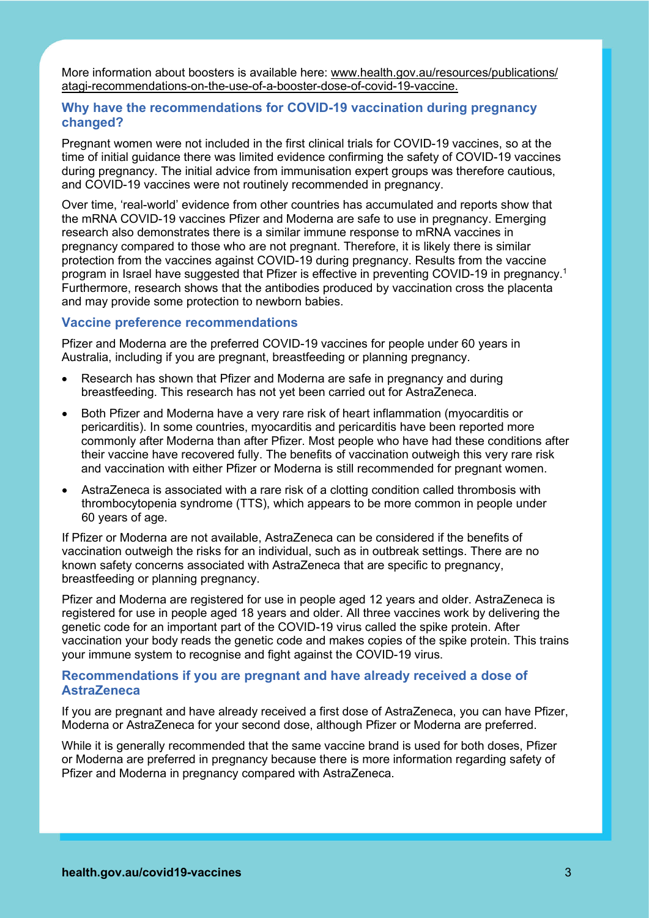More information about boosters is available here: www.health.gov.au/resources/publications/atagi-recommendations-on-the-use-of-a-booster-dose-of-covid-19-vaccine.

## Why have the recommendations for COVID-19 vaccination during pregnancy changed?

Pregnant women were not included in the first clinical trials for COVID-19 vaccines, so at the time of initial guidance there was limited evidence confirming the safety of COVID-19 vaccines during pregnancy. The initial advice from immunisation expert groups was therefore cautious, and COVID-19 vaccines were not routinely recommended in pregnancy.

Over time, 'real-world' evidence from other countries has accumulated and reports show that the mRNA COVID-19 vaccines Pfizer and Moderna are safe to use in pregnancy. Emerging research also demonstrates there is a similar immune response to mRNA vaccines in pregnancy compared to those who are not pregnant. Therefore, it is likely there is similar protection from the vaccines against COVID-19 during pregnancy. Results from the vaccine program in Israel have suggested that Pfizer is effective in preventing COVID-19 in pregnancy.[1] Furthermore, research shows that the antibodies produced by vaccination cross the placenta and may provide some protection to newborn babies.

## Vaccine preference recommendations

Pfizer and Moderna are the preferred COVID-19 vaccines for people under 60 years in Australia, including if you are pregnant, breastfeeding or planning pregnancy.

- Research has shown that Pfizer and Moderna are safe in pregnancy and during breastfeeding. This research has not yet been carried out for AstraZeneca.
- Both Pfizer and Moderna have a very rare risk of heart inflammation (myocarditis or pericarditis). In some countries, myocarditis and pericarditis have been reported more commonly after Moderna than after Pfizer. Most people who have had these conditions after their vaccine have recovered fully. The benefits of vaccination outweigh this very rare risk and vaccination with either Pfizer or Moderna is still recommended for pregnant women.
- AstraZeneca is associated with a rare risk of a clotting condition called thrombosis with thrombocytopenia syndrome (TTS), which appears to be more common in people under 60 years of age.

If Pfizer or Moderna are not available, AstraZeneca can be considered if the benefits of vaccination outweigh the risks for an individual, such as in outbreak settings. There are no known safety concerns associated with AstraZeneca that are specific to pregnancy, breastfeeding or planning pregnancy.

Pfizer and Moderna are registered for use in people aged 12 years and older. AstraZeneca is registered for use in people aged 18 years and older. All three vaccines work by delivering the genetic code for an important part of the COVID-19 virus called the spike protein. After vaccination your body reads the genetic code and makes copies of the spike protein. This trains your immune system to recognise and fight against the COVID-19 virus.

## Recommendations if you are pregnant and have already received a dose of AstraZeneca

If you are pregnant and have already received a first dose of AstraZeneca, you can have Pfizer, Moderna or AstraZeneca for your second dose, although Pfizer or Moderna are preferred.

While it is generally recommended that the same vaccine brand is used for both doses, Pfizer or Moderna are preferred in pregnancy because there is more information regarding safety of Pfizer and Moderna in pregnancy compared with AstraZeneca.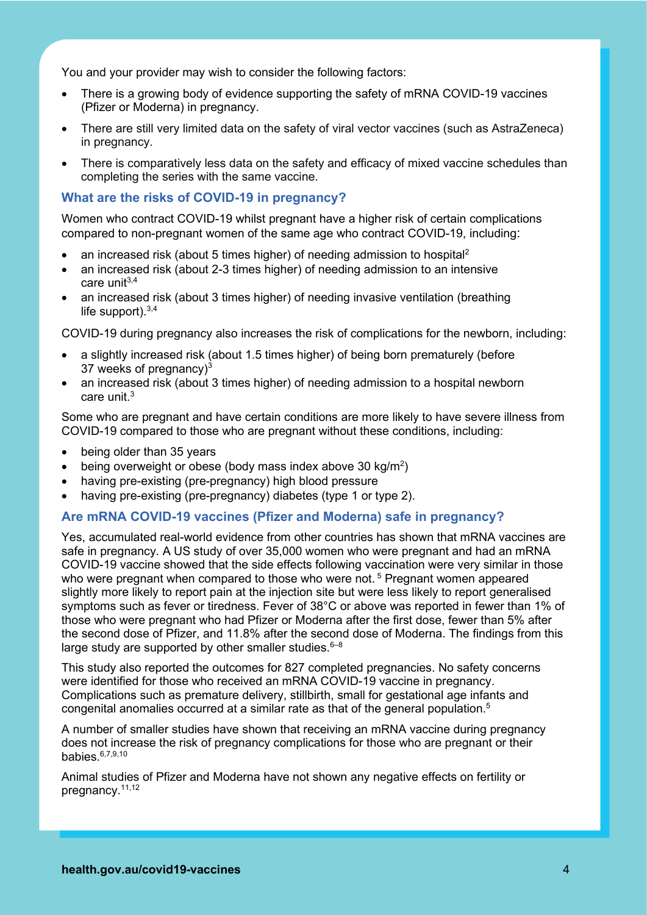You and your provider may wish to consider the following factors:

- There is a growing body of evidence supporting the safety of mRNA COVID-19 vaccines (Pfizer or Moderna) in pregnancy.
- There are still very limited data on the safety of viral vector vaccines (such as AstraZeneca) in pregnancy.
- There is comparatively less data on the safety and efficacy of mixed vaccine schedules than completing the series with the same vaccine.

## What are the risks of COVID-19 in pregnancy?

Women who contract COVID-19 whilst pregnant have a higher risk of certain complications compared to non-pregnant women of the same age who contract COVID-19, including:

- an increased risk (about 5 times higher) of needing admission to hospital[2]
- an increased risk (about 2-3 times higher) of needing admission to an intensive care unit[3,4]
- an increased risk (about 3 times higher) of needing invasive ventilation (breathing life support).[3,4]

COVID-19 during pregnancy also increases the risk of complications for the newborn, including:

- a slightly increased risk (about 1.5 times higher) of being born prematurely (before 37 weeks of pregnancy)[3]
- an increased risk (about 3 times higher) of needing admission to a hospital newborn care unit.[3]

Some who are pregnant and have certain conditions are more likely to have severe illness from COVID-19 compared to those who are pregnant without these conditions, including:

- being older than 35 years
- being overweight or obese (body mass index above 30 kg/m$^2$)
- having pre-existing (pre-pregnancy) high blood pressure
- having pre-existing (pre-pregnancy) diabetes (type 1 or type 2).

## Are mRNA COVID-19 vaccines (Pfizer and Moderna) safe in pregnancy?

Yes, accumulated real-world evidence from other countries has shown that mRNA vaccines are safe in pregnancy. A US study of over 35,000 women who were pregnant and had an mRNA COVID-19 vaccine showed that the side effects following vaccination were very similar in those who were pregnant when compared to those who were not.[5] Pregnant women appeared slightly more likely to report pain at the injection site but were less likely to report generalised symptoms such as fever or tiredness. Fever of 38°C or above was reported in fewer than 1% of those who were pregnant who had Pfizer or Moderna after the first dose, fewer than 5% after the second dose of Pfizer, and 11.8% after the second dose of Moderna. The findings from this large study are supported by other smaller studies.[6–8]

This study also reported the outcomes for 827 completed pregnancies. No safety concerns were identified for those who received an mRNA COVID-19 vaccine in pregnancy. Complications such as premature delivery, stillbirth, small for gestational age infants and congenital anomalies occurred at a similar rate as that of the general population.[5]

A number of smaller studies have shown that receiving an mRNA vaccine during pregnancy does not increase the risk of pregnancy complications for those who are pregnant or their babies.[6,7,9,10]

Animal studies of Pfizer and Moderna have not shown any negative effects on fertility or pregnancy.[11,12]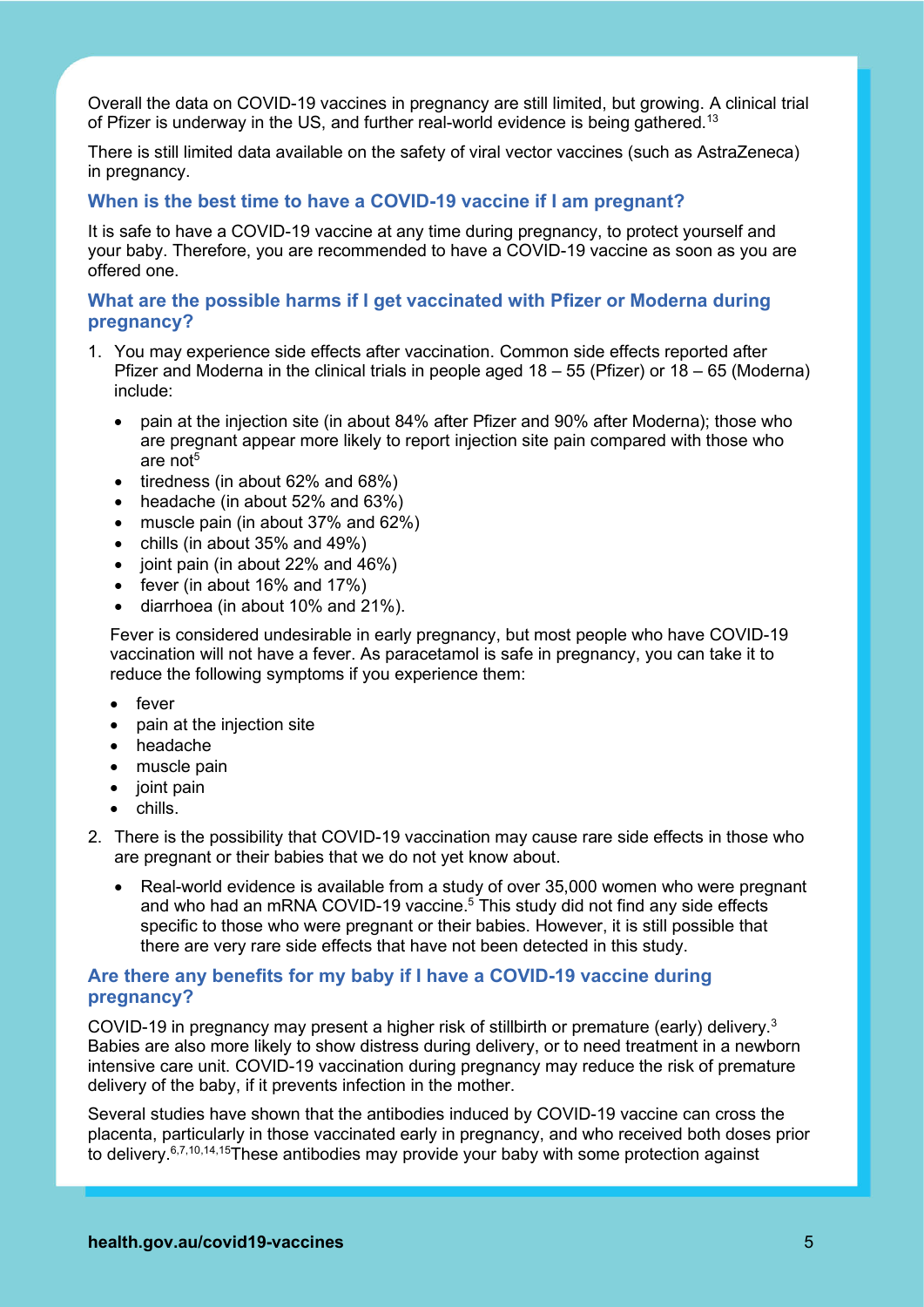Overall the data on COVID-19 vaccines in pregnancy are still limited, but growing. A clinical trial of Pfizer is underway in the US, and further real-world evidence is being gathered.[13]

There is still limited data available on the safety of viral vector vaccines (such as AstraZeneca) in pregnancy.

### When is the best time to have a COVID-19 vaccine if I am pregnant?

It is safe to have a COVID-19 vaccine at any time during pregnancy, to protect yourself and your baby. Therefore, you are recommended to have a COVID-19 vaccine as soon as you are offered one.

### What are the possible harms if I get vaccinated with Pfizer or Moderna during pregnancy?

1. You may experience side effects after vaccination. Common side effects reported after Pfizer and Moderna in the clinical trials in people aged 18 – 55 (Pfizer) or 18 – 65 (Moderna) include:

   - pain at the injection site (in about 84% after Pfizer and 90% after Moderna); those who are pregnant appear more likely to report injection site pain compared with those who are not[5]
   - tiredness (in about 62% and 68%)
   - headache (in about 52% and 63%)
   - muscle pain (in about 37% and 62%)
   - chills (in about 35% and 49%)
   - joint pain (in about 22% and 46%)
   - fever (in about 16% and 17%)
   - diarrhoea (in about 10% and 21%).

   Fever is considered undesirable in early pregnancy, but most people who have COVID-19 vaccination will not have a fever. As paracetamol is safe in pregnancy, you can take it to reduce the following symptoms if you experience them:

   - fever
   - pain at the injection site
   - headache
   - muscle pain
   - joint pain
   - chills.

2. There is the possibility that COVID-19 vaccination may cause rare side effects in those who are pregnant or their babies that we do not yet know about.

   - Real-world evidence is available from a study of over 35,000 women who were pregnant and who had an mRNA COVID-19 vaccine.[5] This study did not find any side effects specific to those who were pregnant or their babies. However, it is still possible that there are very rare side effects that have not been detected in this study.

### Are there any benefits for my baby if I have a COVID-19 vaccine during pregnancy?

COVID-19 in pregnancy may present a higher risk of stillbirth or premature (early) delivery.[3] Babies are also more likely to show distress during delivery, or to need treatment in a newborn intensive care unit. COVID-19 vaccination during pregnancy may reduce the risk of premature delivery of the baby, if it prevents infection in the mother.

Several studies have shown that the antibodies induced by COVID-19 vaccine can cross the placenta, particularly in those vaccinated early in pregnancy, and who received both doses prior to delivery.[6,7,10,14,15] These antibodies may provide your baby with some protection against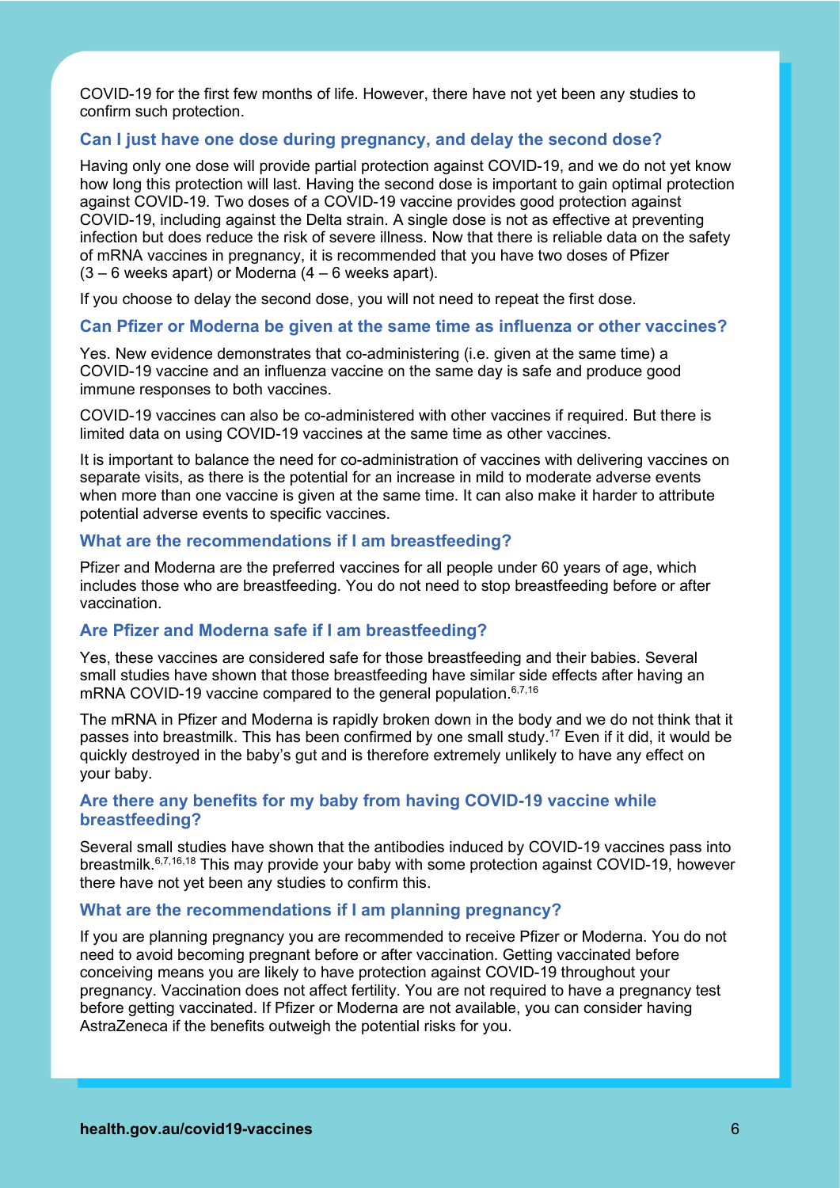COVID-19 for the first few months of life. However, there have not yet been any studies to confirm such protection.

### Can I just have one dose during pregnancy, and delay the second dose?

Having only one dose will provide partial protection against COVID-19, and we do not yet know how long this protection will last. Having the second dose is important to gain optimal protection against COVID-19. Two doses of a COVID-19 vaccine provides good protection against COVID-19, including against the Delta strain. A single dose is not as effective at preventing infection but does reduce the risk of severe illness. Now that there is reliable data on the safety of mRNA vaccines in pregnancy, it is recommended that you have two doses of Pfizer (3 – 6 weeks apart) or Moderna (4 – 6 weeks apart).

If you choose to delay the second dose, you will not need to repeat the first dose.

### Can Pfizer or Moderna be given at the same time as influenza or other vaccines?

Yes. New evidence demonstrates that co-administering (i.e. given at the same time) a COVID-19 vaccine and an influenza vaccine on the same day is safe and produce good immune responses to both vaccines.

COVID-19 vaccines can also be co-administered with other vaccines if required. But there is limited data on using COVID-19 vaccines at the same time as other vaccines.

It is important to balance the need for co-administration of vaccines with delivering vaccines on separate visits, as there is the potential for an increase in mild to moderate adverse events when more than one vaccine is given at the same time. It can also make it harder to attribute potential adverse events to specific vaccines.

### What are the recommendations if I am breastfeeding?

Pfizer and Moderna are the preferred vaccines for all people under 60 years of age, which includes those who are breastfeeding. You do not need to stop breastfeeding before or after vaccination.

### Are Pfizer and Moderna safe if I am breastfeeding?

Yes, these vaccines are considered safe for those breastfeeding and their babies. Several small studies have shown that those breastfeeding have similar side effects after having an mRNA COVID-19 vaccine compared to the general population.[6,7,16]

The mRNA in Pfizer and Moderna is rapidly broken down in the body and we do not think that it passes into breastmilk. This has been confirmed by one small study.[17] Even if it did, it would be quickly destroyed in the baby's gut and is therefore extremely unlikely to have any effect on your baby.

### Are there any benefits for my baby from having COVID-19 vaccine while breastfeeding?

Several small studies have shown that the antibodies induced by COVID-19 vaccines pass into breastmilk.[6,7,16,18] This may provide your baby with some protection against COVID-19, however there have not yet been any studies to confirm this.

### What are the recommendations if I am planning pregnancy?

If you are planning pregnancy you are recommended to receive Pfizer or Moderna. You do not need to avoid becoming pregnant before or after vaccination. Getting vaccinated before conceiving means you are likely to have protection against COVID-19 throughout your pregnancy. Vaccination does not affect fertility. You are not required to have a pregnancy test before getting vaccinated. If Pfizer or Moderna are not available, you can consider having AstraZeneca if the benefits outweigh the potential risks for you.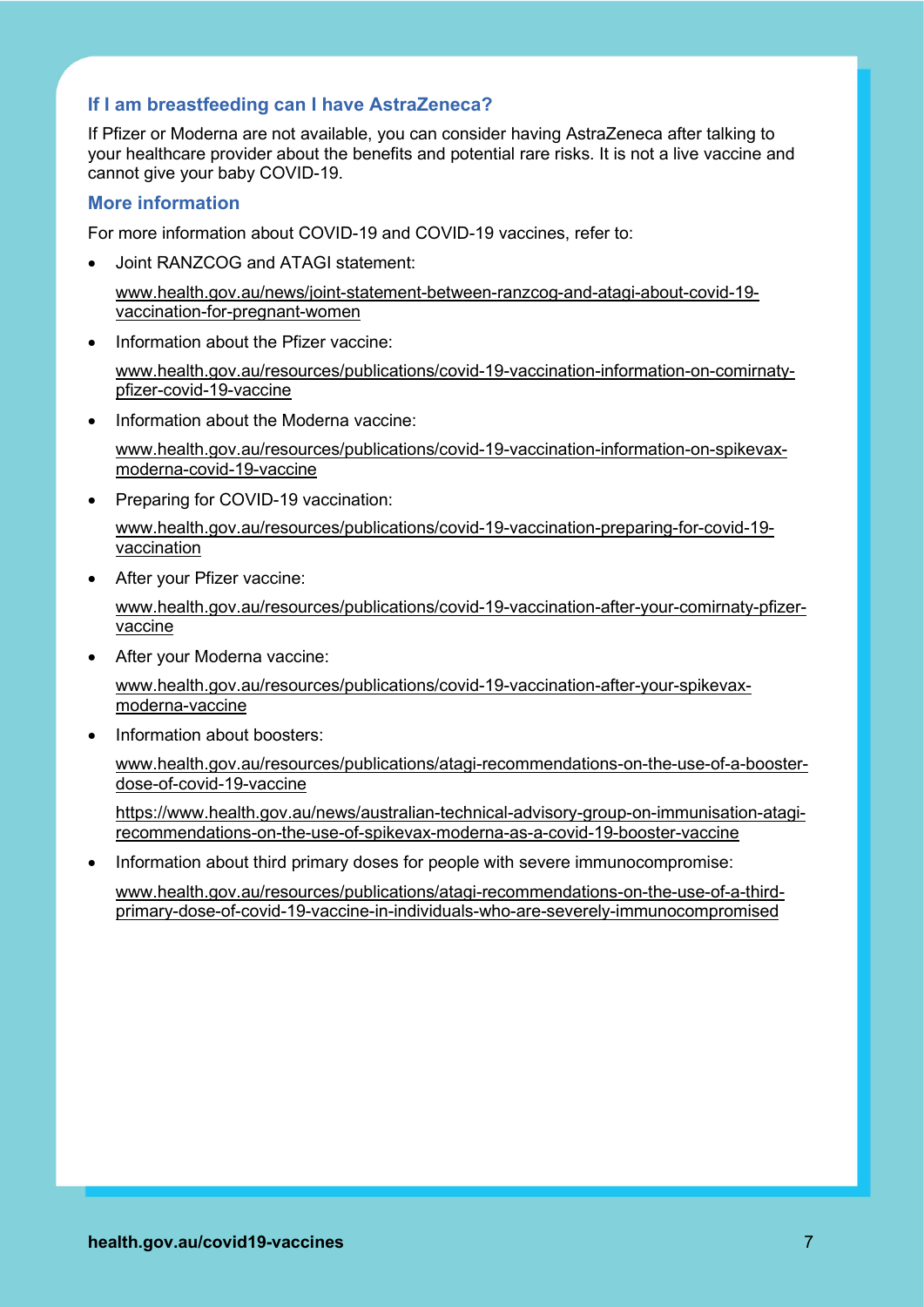## If I am breastfeeding can I have AstraZeneca?

If Pfizer or Moderna are not available, you can consider having AstraZeneca after talking to your healthcare provider about the benefits and potential rare risks. It is not a live vaccine and cannot give your baby COVID-19.

## More information

For more information about COVID-19 and COVID-19 vaccines, refer to:

- Joint RANZCOG and ATAGI statement:

  www.health.gov.au/news/joint-statement-between-ranzcog-and-atagi-about-covid-19-vaccination-for-pregnant-women

- Information about the Pfizer vaccine:

  www.health.gov.au/resources/publications/covid-19-vaccination-information-on-comirnaty-pfizer-covid-19-vaccine

- Information about the Moderna vaccine:

  www.health.gov.au/resources/publications/covid-19-vaccination-information-on-spikevax-moderna-covid-19-vaccine

- Preparing for COVID-19 vaccination:

  www.health.gov.au/resources/publications/covid-19-vaccination-preparing-for-covid-19-vaccination

- After your Pfizer vaccine:

  www.health.gov.au/resources/publications/covid-19-vaccination-after-your-comirnaty-pfizer-vaccine

- After your Moderna vaccine:

  www.health.gov.au/resources/publications/covid-19-vaccination-after-your-spikevax-moderna-vaccine

- Information about boosters:

  www.health.gov.au/resources/publications/atagi-recommendations-on-the-use-of-a-booster-dose-of-covid-19-vaccine

  https://www.health.gov.au/news/australian-technical-advisory-group-on-immunisation-atagi-recommendations-on-the-use-of-spikevax-moderna-as-a-covid-19-booster-vaccine

- Information about third primary doses for people with severe immunocompromise:

  www.health.gov.au/resources/publications/atagi-recommendations-on-the-use-of-a-third-primary-dose-of-covid-19-vaccine-in-individuals-who-are-severely-immunocompromised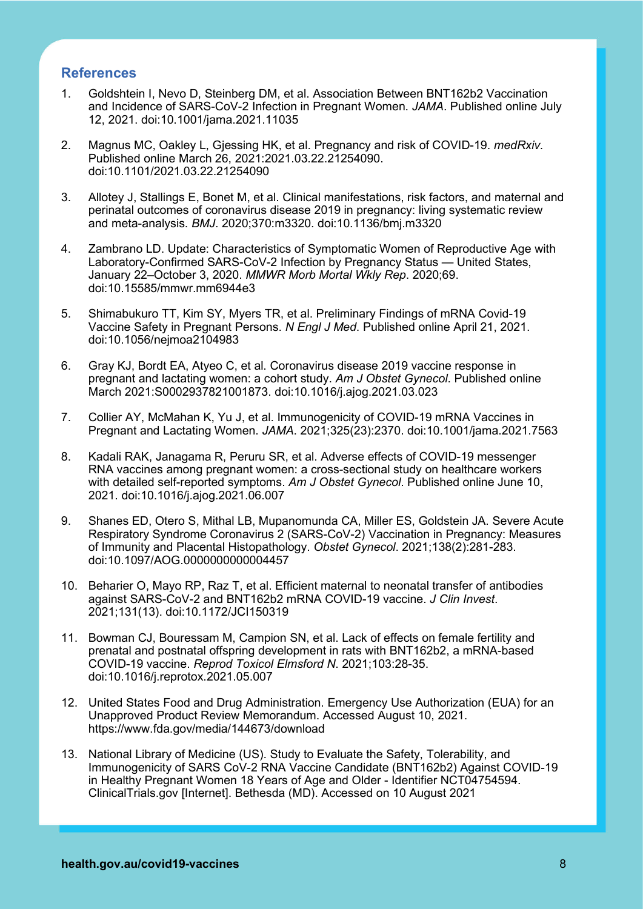## References

1. Goldshtein I, Nevo D, Steinberg DM, et al. Association Between BNT162b2 Vaccination and Incidence of SARS-CoV-2 Infection in Pregnant Women. *JAMA*. Published online July 12, 2021. doi:10.1001/jama.2021.11035

2. Magnus MC, Oakley L, Gjessing HK, et al. Pregnancy and risk of COVID-19. *medRxiv*. Published online March 26, 2021:2021.03.22.21254090. doi:10.1101/2021.03.22.21254090

3. Allotey J, Stallings E, Bonet M, et al. Clinical manifestations, risk factors, and maternal and perinatal outcomes of coronavirus disease 2019 in pregnancy: living systematic review and meta-analysis. *BMJ*. 2020;370:m3320. doi:10.1136/bmj.m3320

4. Zambrano LD. Update: Characteristics of Symptomatic Women of Reproductive Age with Laboratory-Confirmed SARS-CoV-2 Infection by Pregnancy Status — United States, January 22–October 3, 2020. *MMWR Morb Mortal Wkly Rep*. 2020;69. doi:10.15585/mmwr.mm6944e3

5. Shimabukuro TT, Kim SY, Myers TR, et al. Preliminary Findings of mRNA Covid-19 Vaccine Safety in Pregnant Persons. *N Engl J Med*. Published online April 21, 2021. doi:10.1056/nejmoa2104983

6. Gray KJ, Bordt EA, Atyeo C, et al. Coronavirus disease 2019 vaccine response in pregnant and lactating women: a cohort study. *Am J Obstet Gynecol*. Published online March 2021:S0002937821001873. doi:10.1016/j.ajog.2021.03.023

7. Collier AY, McMahan K, Yu J, et al. Immunogenicity of COVID-19 mRNA Vaccines in Pregnant and Lactating Women. *JAMA*. 2021;325(23):2370. doi:10.1001/jama.2021.7563

8. Kadali RAK, Janagama R, Peruru SR, et al. Adverse effects of COVID-19 messenger RNA vaccines among pregnant women: a cross-sectional study on healthcare workers with detailed self-reported symptoms. *Am J Obstet Gynecol*. Published online June 10, 2021. doi:10.1016/j.ajog.2021.06.007

9. Shanes ED, Otero S, Mithal LB, Mupanomunda CA, Miller ES, Goldstein JA. Severe Acute Respiratory Syndrome Coronavirus 2 (SARS-CoV-2) Vaccination in Pregnancy: Measures of Immunity and Placental Histopathology. *Obstet Gynecol*. 2021;138(2):281-283. doi:10.1097/AOG.0000000000004457

10. Beharier O, Mayo RP, Raz T, et al. Efficient maternal to neonatal transfer of antibodies against SARS-CoV-2 and BNT162b2 mRNA COVID-19 vaccine. *J Clin Invest*. 2021;131(13). doi:10.1172/JCI150319

11. Bowman CJ, Bouressam M, Campion SN, et al. Lack of effects on female fertility and prenatal and postnatal offspring development in rats with BNT162b2, a mRNA-based COVID-19 vaccine. *Reprod Toxicol Elmsford N*. 2021;103:28-35. doi:10.1016/j.reprotox.2021.05.007

12. United States Food and Drug Administration. Emergency Use Authorization (EUA) for an Unapproved Product Review Memorandum. Accessed August 10, 2021. https://www.fda.gov/media/144673/download

13. National Library of Medicine (US). Study to Evaluate the Safety, Tolerability, and Immunogenicity of SARS CoV-2 RNA Vaccine Candidate (BNT162b2) Against COVID-19 in Healthy Pregnant Women 18 Years of Age and Older - Identifier NCT04754594. ClinicalTrials.gov [Internet]. Bethesda (MD). Accessed on 10 August 2021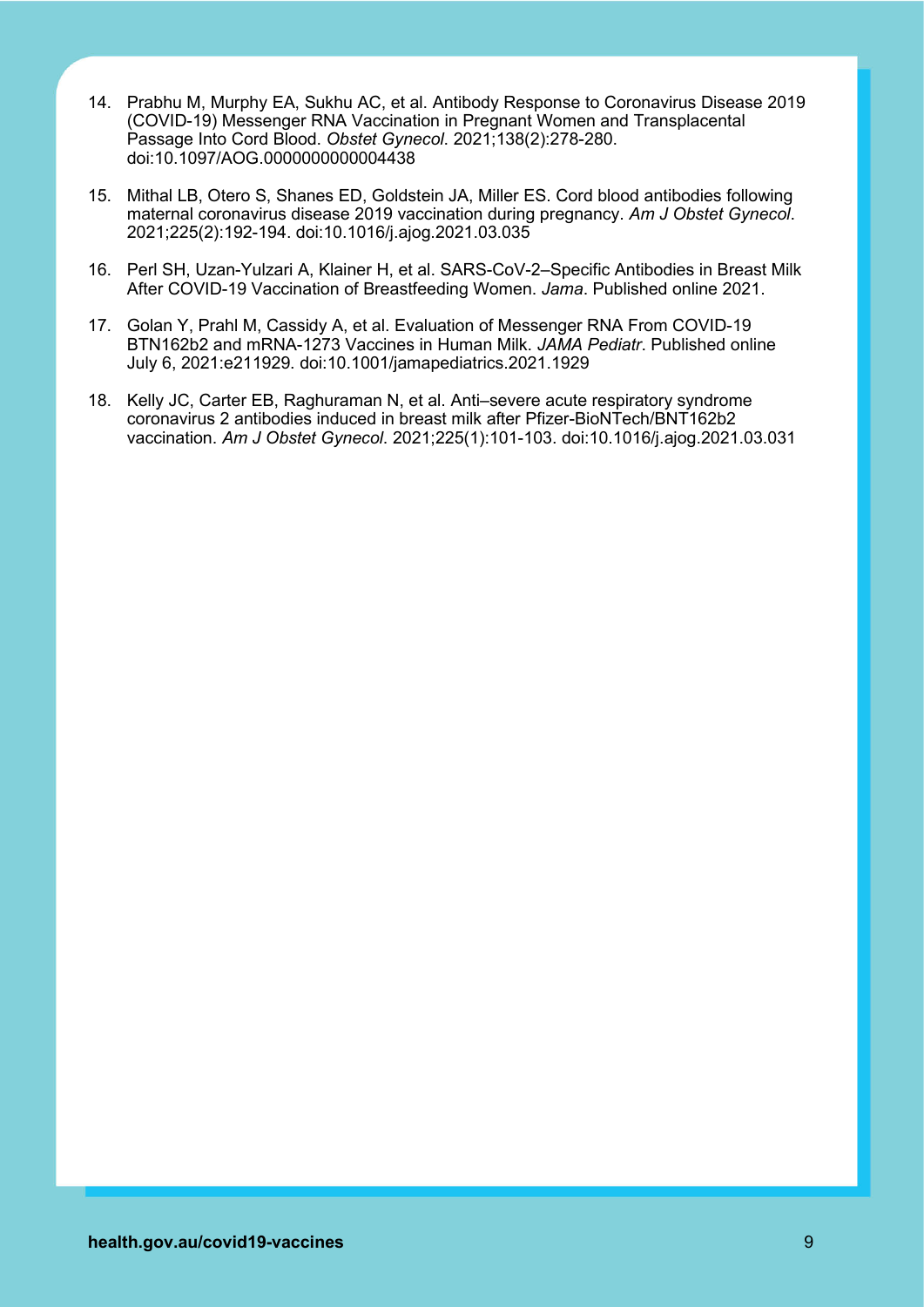14. Prabhu M, Murphy EA, Sukhu AC, et al. Antibody Response to Coronavirus Disease 2019 (COVID-19) Messenger RNA Vaccination in Pregnant Women and Transplacental Passage Into Cord Blood. *Obstet Gynecol*. 2021;138(2):278-280. doi:10.1097/AOG.0000000000004438

15. Mithal LB, Otero S, Shanes ED, Goldstein JA, Miller ES. Cord blood antibodies following maternal coronavirus disease 2019 vaccination during pregnancy. *Am J Obstet Gynecol*. 2021;225(2):192-194. doi:10.1016/j.ajog.2021.03.035

16. Perl SH, Uzan-Yulzari A, Klainer H, et al. SARS-CoV-2–Specific Antibodies in Breast Milk After COVID-19 Vaccination of Breastfeeding Women. *Jama*. Published online 2021.

17. Golan Y, Prahl M, Cassidy A, et al. Evaluation of Messenger RNA From COVID-19 BTN162b2 and mRNA-1273 Vaccines in Human Milk. *JAMA Pediatr*. Published online July 6, 2021:e211929. doi:10.1001/jamapediatrics.2021.1929

18. Kelly JC, Carter EB, Raghuraman N, et al. Anti–severe acute respiratory syndrome coronavirus 2 antibodies induced in breast milk after Pfizer-BioNTech/BNT162b2 vaccination. *Am J Obstet Gynecol*. 2021;225(1):101-103. doi:10.1016/j.ajog.2021.03.031

**health.gov.au/covid19-vaccines**